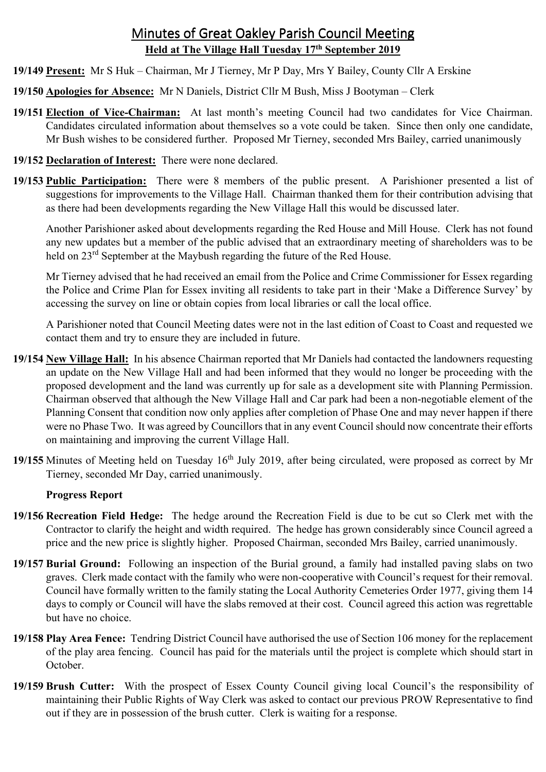# Minutes of Great Oakley Parish Council Meeting

**Held at The Village Hall Tuesday 17th September 2019**

**19/149 Present:** Mr S Huk – Chairman, Mr J Tierney, Mr P Day, Mrs Y Bailey, County Cllr A Erskine

**19/150 Apologies for Absence:** Mr N Daniels, District Cllr M Bush, Miss J Bootyman – Clerk

**19/151 Election of Vice-Chairman:** At last month's meeting Council had two candidates for Vice Chairman. Candidates circulated information about themselves so a vote could be taken. Since then only one candidate, Mr Bush wishes to be considered further. Proposed Mr Tierney, seconded Mrs Bailey, carried unanimously

**19/152 Declaration of Interest:** There were none declared.

**19/153 Public Participation:** There were 8 members of the public present. A Parishioner presented a list of suggestions for improvements to the Village Hall. Chairman thanked them for their contribution advising that as there had been developments regarding the New Village Hall this would be discussed later.

Another Parishioner asked about developments regarding the Red House and Mill House. Clerk has not found any new updates but a member of the public advised that an extraordinary meeting of shareholders was to be held on 23rd September at the Maybush regarding the future of the Red House.

Mr Tierney advised that he had received an email from the Police and Crime Commissioner for Essex regarding the Police and Crime Plan for Essex inviting all residents to take part in their 'Make a Difference Survey' by accessing the survey on line or obtain copies from local libraries or call the local office.

A Parishioner noted that Council Meeting dates were not in the last edition of Coast to Coast and requested we contact them and try to ensure they are included in future.

**19/154 New Village Hall:** In his absence Chairman reported that Mr Daniels had contacted the landowners requesting an update on the New Village Hall and had been informed that they would no longer be proceeding with the proposed development and the land was currently up for sale as a development site with Planning Permission. Chairman observed that although the New Village Hall and Car park had been a non-negotiable element of the Planning Consent that condition now only applies after completion of Phase One and may never happen if there were no Phase Two. It was agreed by Councillors that in any event Council should now concentrate their efforts on maintaining and improving the current Village Hall.

**19/155** Minutes of Meeting held on Tuesday 16th July 2019, after being circulated, were proposed as correct by Mr Tierney, seconded Mr Day, carried unanimously.

**Progress Report**

**19/156 Recreation Field Hedge:** The hedge around the Recreation Field is due to be cut so Clerk met with the Contractor to clarify the height and width required. The hedge has grown considerably since Council agreed a price and the new price is slightly higher. Proposed Chairman, seconded Mrs Bailey, carried unanimously.

**19/157 Burial Ground:** Following an inspection of the Burial ground, a family had installed paving slabs on two graves. Clerk made contact with the family who were non-cooperative with Council's request for their removal. Council have formally written to the family stating the Local Authority Cemeteries Order 1977, giving them 14 days to comply or Council will have the slabs removed at their cost. Council agreed this action was regrettable but have no choice.

**19/158 Play Area Fence:** Tendring District Council have authorised the use of Section 106 money for the replacement of the play area fencing. Council has paid for the materials until the project is complete which should start in October.

**19/159 Brush Cutter:** With the prospect of Essex County Council giving local Council's the responsibility of maintaining their Public Rights of Way Clerk was asked to contact our previous PROW Representative to find out if they are in possession of the brush cutter. Clerk is waiting for a response.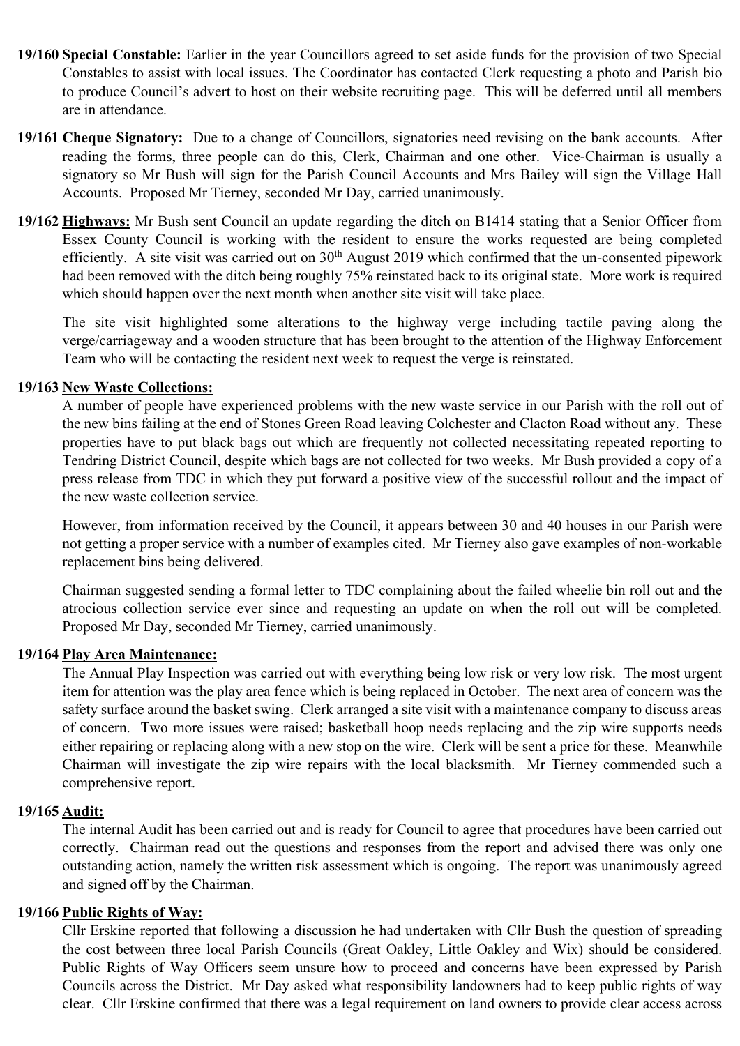**19/160 Special Constable:** Earlier in the year Councillors agreed to set aside funds for the provision of two Special Constables to assist with local issues. The Coordinator has contacted Clerk requesting a photo and Parish bio to produce Council's advert to host on their website recruiting page. This will be deferred until all members are in attendance.

**19/161 Cheque Signatory:** Due to a change of Councillors, signatories need revising on the bank accounts. After reading the forms, three people can do this, Clerk, Chairman and one other. Vice-Chairman is usually a signatory so Mr Bush will sign for the Parish Council Accounts and Mrs Bailey will sign the Village Hall Accounts. Proposed Mr Tierney, seconded Mr Day, carried unanimously.

**19/162 Highways:** Mr Bush sent Council an update regarding the ditch on B1414 stating that a Senior Officer from Essex County Council is working with the resident to ensure the works requested are being completed efficiently. A site visit was carried out on 30th August 2019 which confirmed that the un-consented pipework had been removed with the ditch being roughly 75% reinstated back to its original state. More work is required which should happen over the next month when another site visit will take place.

The site visit highlighted some alterations to the highway verge including tactile paving along the verge/carriageway and a wooden structure that has been brought to the attention of the Highway Enforcement Team who will be contacting the resident next week to request the verge is reinstated.

**19/163 New Waste Collections:**

A number of people have experienced problems with the new waste service in our Parish with the roll out of the new bins failing at the end of Stones Green Road leaving Colchester and Clacton Road without any. These properties have to put black bags out which are frequently not collected necessitating repeated reporting to Tendring District Council, despite which bags are not collected for two weeks. Mr Bush provided a copy of a press release from TDC in which they put forward a positive view of the successful rollout and the impact of the new waste collection service.

However, from information received by the Council, it appears between 30 and 40 houses in our Parish were not getting a proper service with a number of examples cited. Mr Tierney also gave examples of non-workable replacement bins being delivered.

Chairman suggested sending a formal letter to TDC complaining about the failed wheelie bin roll out and the atrocious collection service ever since and requesting an update on when the roll out will be completed. Proposed Mr Day, seconded Mr Tierney, carried unanimously.

**19/164 Play Area Maintenance:**

The Annual Play Inspection was carried out with everything being low risk or very low risk. The most urgent item for attention was the play area fence which is being replaced in October. The next area of concern was the safety surface around the basket swing. Clerk arranged a site visit with a maintenance company to discuss areas of concern. Two more issues were raised; basketball hoop needs replacing and the zip wire supports needs either repairing or replacing along with a new stop on the wire. Clerk will be sent a price for these. Meanwhile Chairman will investigate the zip wire repairs with the local blacksmith. Mr Tierney commended such a comprehensive report.

**19/165 Audit:**

The internal Audit has been carried out and is ready for Council to agree that procedures have been carried out correctly. Chairman read out the questions and responses from the report and advised there was only one outstanding action, namely the written risk assessment which is ongoing. The report was unanimously agreed and signed off by the Chairman.

**19/166 Public Rights of Way:**

Cllr Erskine reported that following a discussion he had undertaken with Cllr Bush the question of spreading the cost between three local Parish Councils (Great Oakley, Little Oakley and Wix) should be considered. Public Rights of Way Officers seem unsure how to proceed and concerns have been expressed by Parish Councils across the District. Mr Day asked what responsibility landowners had to keep public rights of way clear. Cllr Erskine confirmed that there was a legal requirement on land owners to provide clear access across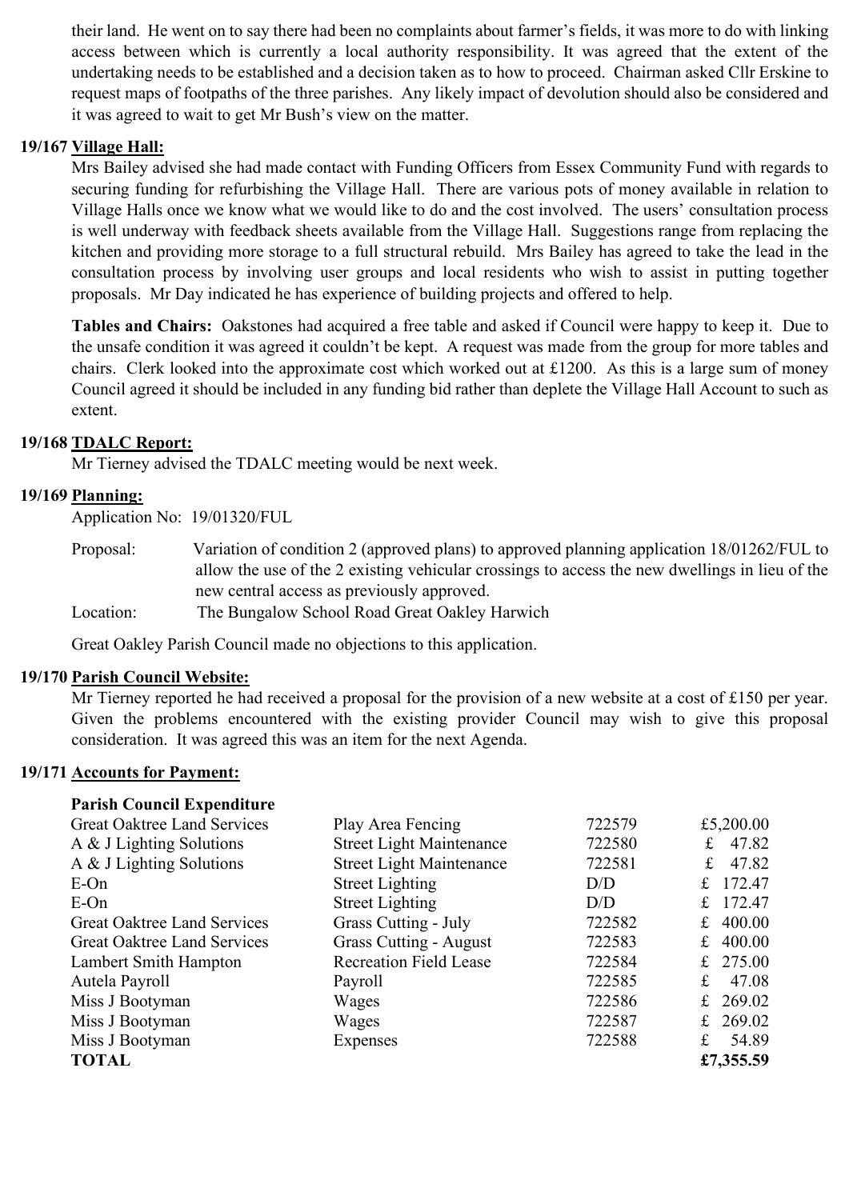their land. He went on to say there had been no complaints about farmer's fields, it was more to do with linking access between which is currently a local authority responsibility. It was agreed that the extent of the undertaking needs to be established and a decision taken as to how to proceed. Chairman asked Cllr Erskine to request maps of footpaths of the three parishes. Any likely impact of devolution should also be considered and it was agreed to wait to get Mr Bush's view on the matter.

**19/167 Village Hall:**

Mrs Bailey advised she had made contact with Funding Officers from Essex Community Fund with regards to securing funding for refurbishing the Village Hall. There are various pots of money available in relation to Village Halls once we know what we would like to do and the cost involved. The users' consultation process is well underway with feedback sheets available from the Village Hall. Suggestions range from replacing the kitchen and providing more storage to a full structural rebuild. Mrs Bailey has agreed to take the lead in the consultation process by involving user groups and local residents who wish to assist in putting together proposals. Mr Day indicated he has experience of building projects and offered to help.

**Tables and Chairs:** Oakstones had acquired a free table and asked if Council were happy to keep it. Due to the unsafe condition it was agreed it couldn't be kept. A request was made from the group for more tables and chairs. Clerk looked into the approximate cost which worked out at £1200. As this is a large sum of money Council agreed it should be included in any funding bid rather than deplete the Village Hall Account to such as extent.

**19/168 TDALC Report:**

Mr Tierney advised the TDALC meeting would be next week.

**19/169 Planning:**

Application No: 19/01320/FUL

Proposal: Variation of condition 2 (approved plans) to approved planning application 18/01262/FUL to allow the use of the 2 existing vehicular crossings to access the new dwellings in lieu of the new central access as previously approved.

Location: The Bungalow School Road Great Oakley Harwich

Great Oakley Parish Council made no objections to this application.

**19/170 Parish Council Website:**

Mr Tierney reported he had received a proposal for the provision of a new website at a cost of £150 per year. Given the problems encountered with the existing provider Council may wish to give this proposal consideration. It was agreed this was an item for the next Agenda.

**19/171 Accounts for Payment:**

**Parish Council Expenditure**

| | | | |
|---|---|---|---|
| Great Oaktree Land Services | Play Area Fencing | 722579 | £5,200.00 |
| A & J Lighting Solutions | Street Light Maintenance | 722580 | £ 47.82 |
| A & J Lighting Solutions | Street Light Maintenance | 722581 | £ 47.82 |
| E-On | Street Lighting | D/D | £ 172.47 |
| E-On | Street Lighting | D/D | £ 172.47 |
| Great Oaktree Land Services | Grass Cutting - July | 722582 | £ 400.00 |
| Great Oaktree Land Services | Grass Cutting - August | 722583 | £ 400.00 |
| Lambert Smith Hampton | Recreation Field Lease | 722584 | £ 275.00 |
| Autela Payroll | Payroll | 722585 | £ 47.08 |
| Miss J Bootyman | Wages | 722586 | £ 269.02 |
| Miss J Bootyman | Wages | 722587 | £ 269.02 |
| Miss J Bootyman | Expenses | 722588 | £ 54.89 |
| **TOTAL** | | | **£7,355.59** |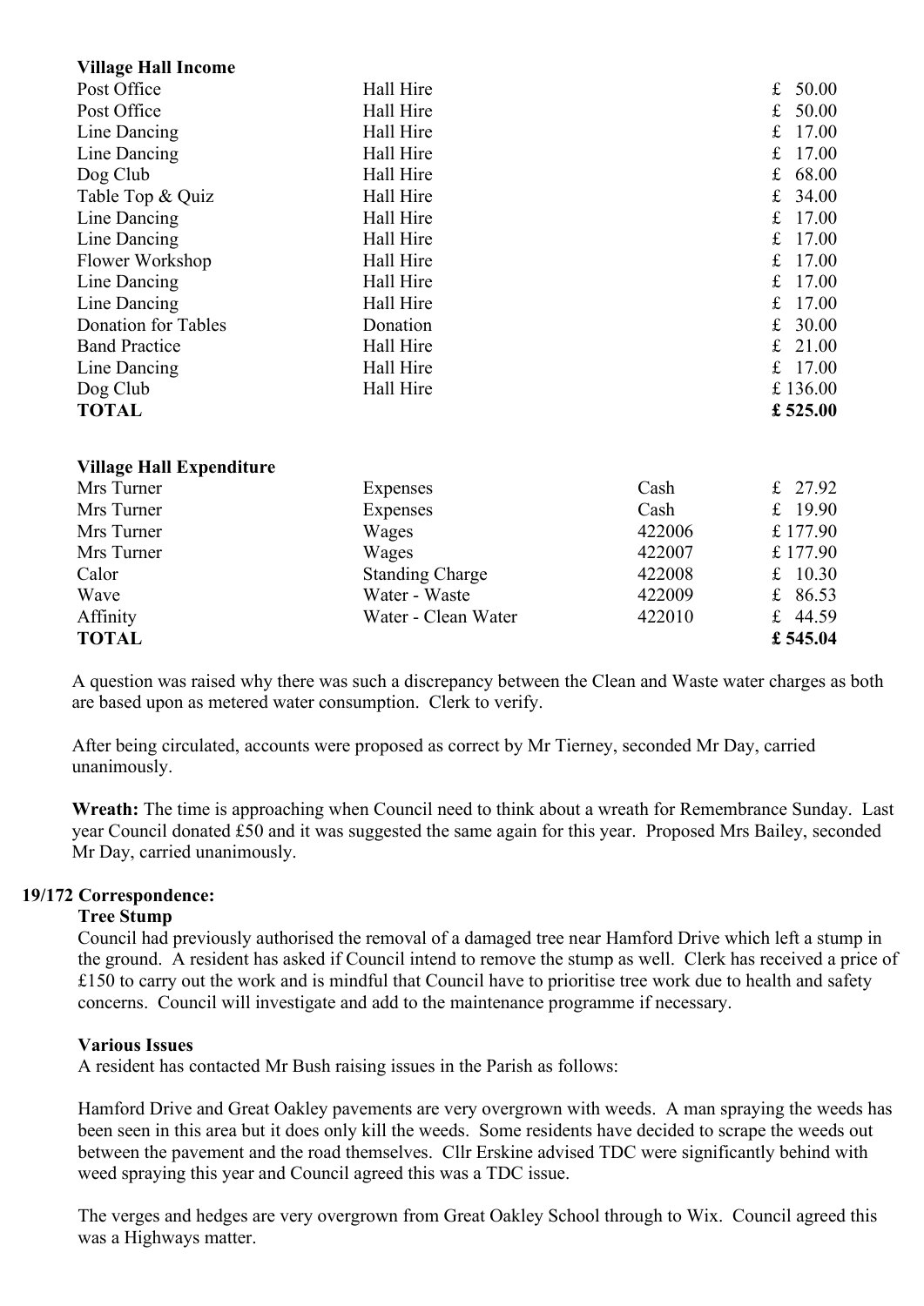**Village Hall Income**

| | | |
|---|---|---|
| Post Office | Hall Hire | £ 50.00 |
| Post Office | Hall Hire | £ 50.00 |
| Line Dancing | Hall Hire | £ 17.00 |
| Line Dancing | Hall Hire | £ 17.00 |
| Dog Club | Hall Hire | £ 68.00 |
| Table Top & Quiz | Hall Hire | £ 34.00 |
| Line Dancing | Hall Hire | £ 17.00 |
| Line Dancing | Hall Hire | £ 17.00 |
| Flower Workshop | Hall Hire | £ 17.00 |
| Line Dancing | Hall Hire | £ 17.00 |
| Line Dancing | Hall Hire | £ 17.00 |
| Donation for Tables | Donation | £ 30.00 |
| Band Practice | Hall Hire | £ 21.00 |
| Line Dancing | Hall Hire | £ 17.00 |
| Dog Club | Hall Hire | £ 136.00 |
| **TOTAL** | | **£ 525.00** |

**Village Hall Expenditure**

| | | | |
|---|---|---|---|
| Mrs Turner | Expenses | Cash | £ 27.92 |
| Mrs Turner | Expenses | Cash | £ 19.90 |
| Mrs Turner | Wages | 422006 | £ 177.90 |
| Mrs Turner | Wages | 422007 | £ 177.90 |
| Calor | Standing Charge | 422008 | £ 10.30 |
| Wave | Water - Waste | 422009 | £ 86.53 |
| Affinity | Water - Clean Water | 422010 | £ 44.59 |
| **TOTAL** | | | **£ 545.04** |

A question was raised why there was such a discrepancy between the Clean and Waste water charges as both are based upon as metered water consumption. Clerk to verify.

After being circulated, accounts were proposed as correct by Mr Tierney, seconded Mr Day, carried unanimously.

**Wreath:** The time is approaching when Council need to think about a wreath for Remembrance Sunday. Last year Council donated £50 and it was suggested the same again for this year. Proposed Mrs Bailey, seconded Mr Day, carried unanimously.

**19/172 Correspondence:**

**Tree Stump**

Council had previously authorised the removal of a damaged tree near Hamford Drive which left a stump in the ground. A resident has asked if Council intend to remove the stump as well. Clerk has received a price of £150 to carry out the work and is mindful that Council have to prioritise tree work due to health and safety concerns. Council will investigate and add to the maintenance programme if necessary.

**Various Issues**

A resident has contacted Mr Bush raising issues in the Parish as follows:

Hamford Drive and Great Oakley pavements are very overgrown with weeds. A man spraying the weeds has been seen in this area but it does only kill the weeds. Some residents have decided to scrape the weeds out between the pavement and the road themselves. Cllr Erskine advised TDC were significantly behind with weed spraying this year and Council agreed this was a TDC issue.

The verges and hedges are very overgrown from Great Oakley School through to Wix. Council agreed this was a Highways matter.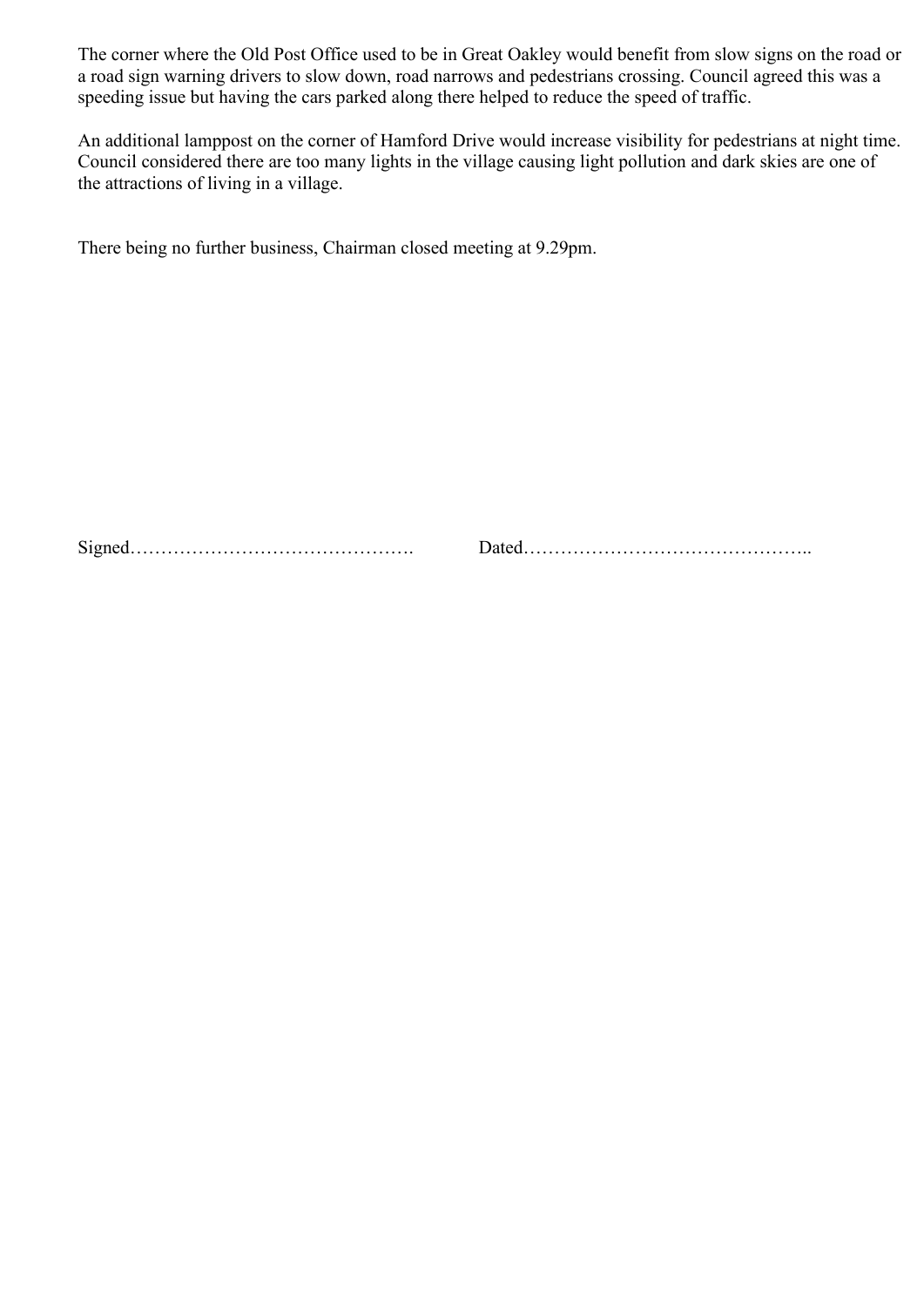The corner where the Old Post Office used to be in Great Oakley would benefit from slow signs on the road or a road sign warning drivers to slow down, road narrows and pedestrians crossing. Council agreed this was a speeding issue but having the cars parked along there helped to reduce the speed of traffic.

An additional lamppost on the corner of Hamford Drive would increase visibility for pedestrians at night time. Council considered there are too many lights in the village causing light pollution and dark skies are one of the attractions of living in a village.

There being no further business, Chairman closed meeting at 9.29pm.

Signed………………………………………. Dated………………………………………..